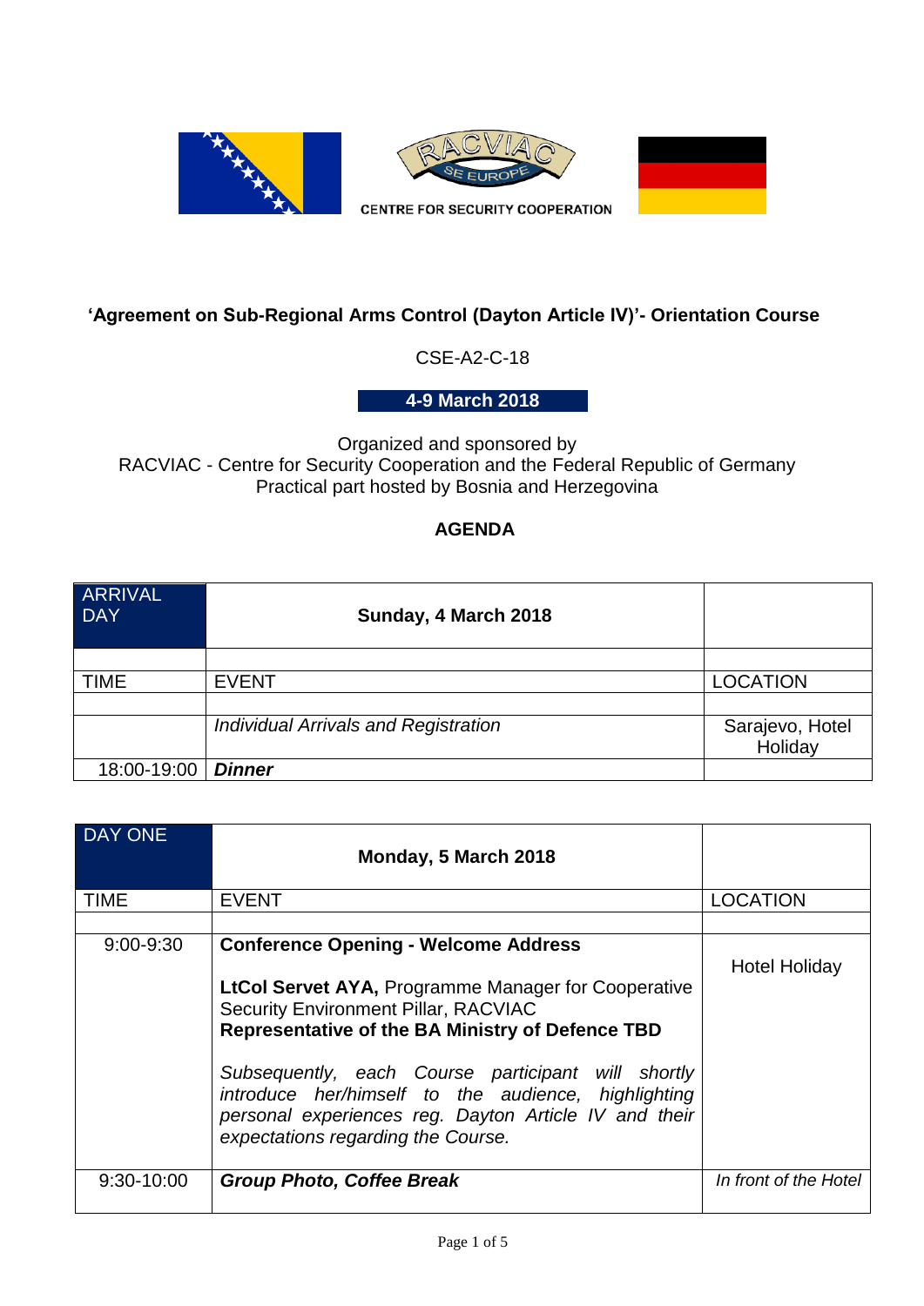CENTRE FOR SECURITY COOPERATION

## 'Agreement on Sub-Regional Arms Control (Dayton Article IV)'- Orientation Course

CSE-A2-C-18

**4-9 March 2018**

Organized and sponsored by
RACVIAC - Centre for Security Cooperation and the Federal Republic of Germany
Practical part hosted by Bosnia and Herzegovina

### AGENDA

| ARRIVAL DAY | **Sunday, 4 March 2018** | |
|---|---|---|
| | | |
| TIME | EVENT | LOCATION |
| | | |
| | *Individual Arrivals and Registration* | Sarajevo, Hotel Holiday |
| 18:00-19:00 | ***Dinner*** | |

| DAY ONE | **Monday, 5 March 2018** | |
|---|---|---|
| TIME | EVENT | LOCATION |
| | | |
| 9:00-9:30 | **Conference Opening - Welcome Address**<br><br>**LtCol Servet AYA,** Programme Manager for Cooperative Security Environment Pillar, RACVIAC<br>**Representative of the BA Ministry of Defence TBD**<br><br>*Subsequently, each Course participant will shortly introduce her/himself to the audience, highlighting personal experiences reg. Dayton Article IV and their expectations regarding the Course.* | Hotel Holiday |
| 9:30-10:00 | ***Group Photo, Coffee Break*** | *In front of the Hotel* |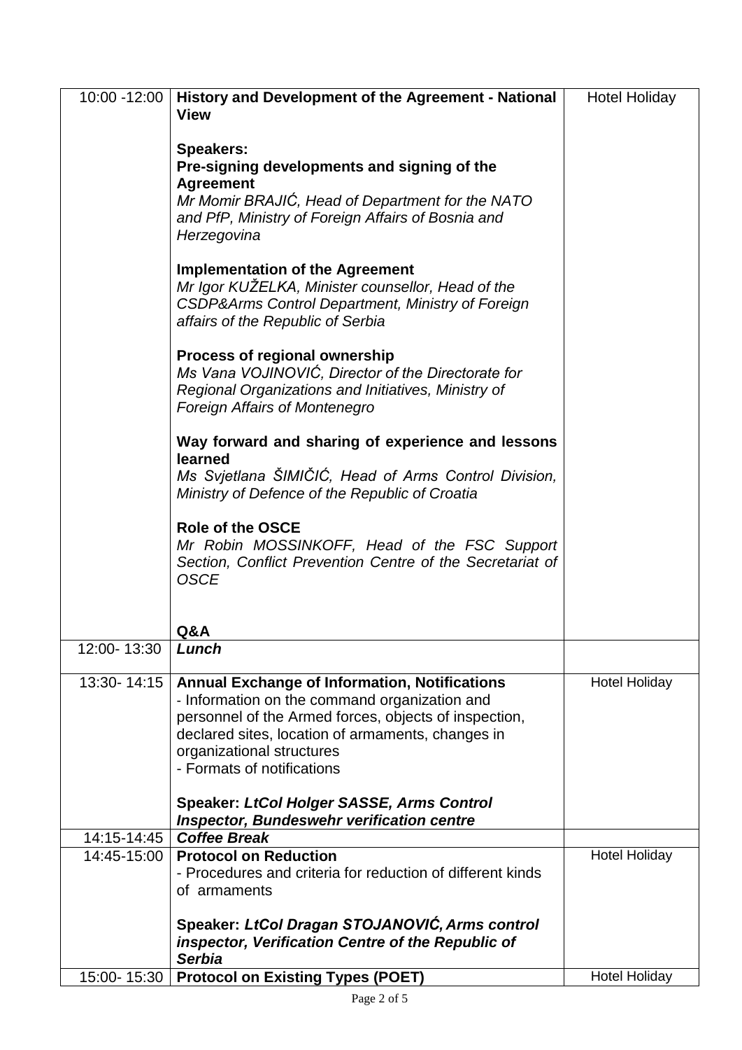| | | |
|---|---|---|
| 10:00 -12:00 | **History and Development of the Agreement - National View**<br><br>**Speakers:**<br>**Pre-signing developments and signing of the Agreement**<br>*Mr Momir BRAJIĆ, Head of Department for the NATO and PfP, Ministry of Foreign Affairs of Bosnia and Herzegovina*<br><br>**Implementation of the Agreement**<br>*Mr Igor KUŽELKA, Minister counsellor, Head of the CSDP&Arms Control Department, Ministry of Foreign affairs of the Republic of Serbia*<br><br>**Process of regional ownership**<br>*Ms Vana VOJINOVIĆ, Director of the Directorate for Regional Organizations and Initiatives, Ministry of Foreign Affairs of Montenegro*<br><br>**Way forward and sharing of experience and lessons learned**<br>*Ms Svjetlana ŠIMIČIĆ, Head of Arms Control Division, Ministry of Defence of the Republic of Croatia*<br><br>**Role of the OSCE**<br>*Mr Robin MOSSINKOFF, Head of the FSC Support Section, Conflict Prevention Centre of the Secretariat of OSCE*<br><br>**Q&A** | Hotel Holiday |
| 12:00- 13:30 | ***Lunch*** | |
| 13:30- 14:15 | **Annual Exchange of Information, Notifications**<br>- Information on the command organization and personnel of the Armed forces, objects of inspection, declared sites, location of armaments, changes in organizational structures<br>- Formats of notifications<br><br>**Speaker: *LtCol Holger SASSE, Arms Control Inspector, Bundeswehr verification centre*** | Hotel Holiday |
| 14:15-14:45 | ***Coffee Break*** | |
| 14:45-15:00 | **Protocol on Reduction**<br>- Procedures and criteria for reduction of different kinds of armaments<br><br>**Speaker: *LtCol Dragan STOJANOVIĆ, Arms control inspector, Verification Centre of the Republic of Serbia*** | Hotel Holiday |
| 15:00- 15:30 | **Protocol on Existing Types (POET)** | Hotel Holiday |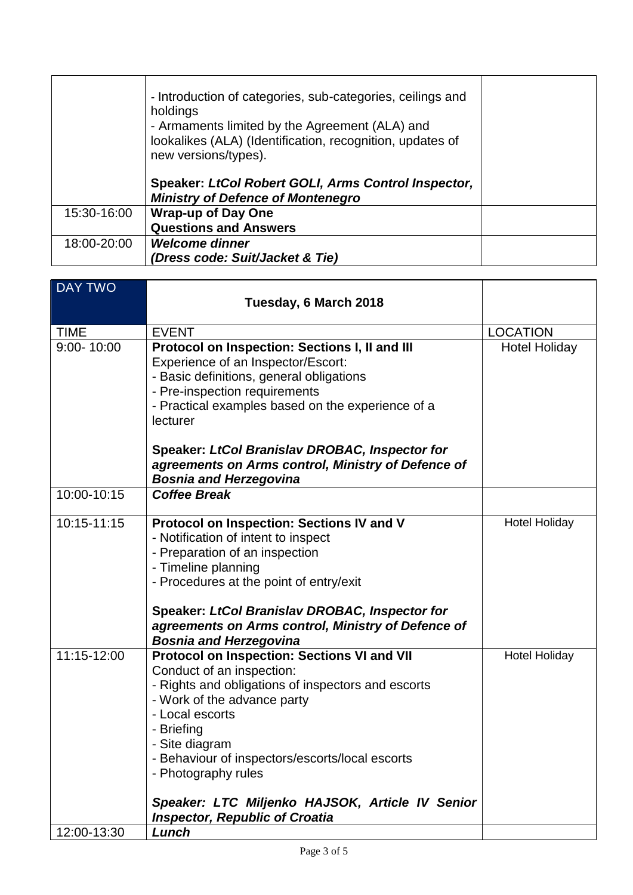| | | |
|---|---|---|
| | - Introduction of categories, sub-categories, ceilings and holdings<br>- Armaments limited by the Agreement (ALA) and lookalikes (ALA) (Identification, recognition, updates of new versions/types).<br><br>**Speaker: *LtCol Robert GOLI, Arms Control Inspector, Ministry of Defence of Montenegro*** | |
| 15:30-16:00 | **Wrap-up of Day One**<br>**Questions and Answers** | |
| 18:00-20:00 | ***Welcome dinner***<br>***(Dress code: Suit/Jacket & Tie)*** | |

| DAY TWO | **Tuesday, 6 March 2018** | |
|---|---|---|
| TIME | EVENT | LOCATION |
| 9:00- 10:00 | **Protocol on Inspection: Sections I, II and III**<br>Experience of an Inspector/Escort:<br>- Basic definitions, general obligations<br>- Pre-inspection requirements<br>- Practical examples based on the experience of a lecturer<br><br>**Speaker: *LtCol Branislav DROBAC, Inspector for agreements on Arms control, Ministry of Defence of Bosnia and Herzegovina*** | Hotel Holiday |
| 10:00-10:15 | ***Coffee Break*** | |
| 10:15-11:15 | **Protocol on Inspection: Sections IV and V**<br>- Notification of intent to inspect<br>- Preparation of an inspection<br>- Timeline planning<br>- Procedures at the point of entry/exit<br><br>**Speaker: *LtCol Branislav DROBAC, Inspector for agreements on Arms control, Ministry of Defence of Bosnia and Herzegovina*** | Hotel Holiday |
| 11:15-12:00 | **Protocol on Inspection: Sections VI and VII**<br>Conduct of an inspection:<br>- Rights and obligations of inspectors and escorts<br>- Work of the advance party<br>- Local escorts<br>- Briefing<br>- Site diagram<br>- Behaviour of inspectors/escorts/local escorts<br>- Photography rules<br><br>***Speaker: LTC Miljenko HAJSOK, Article IV Senior Inspector, Republic of Croatia*** | Hotel Holiday |
| 12:00-13:30 | ***Lunch*** | |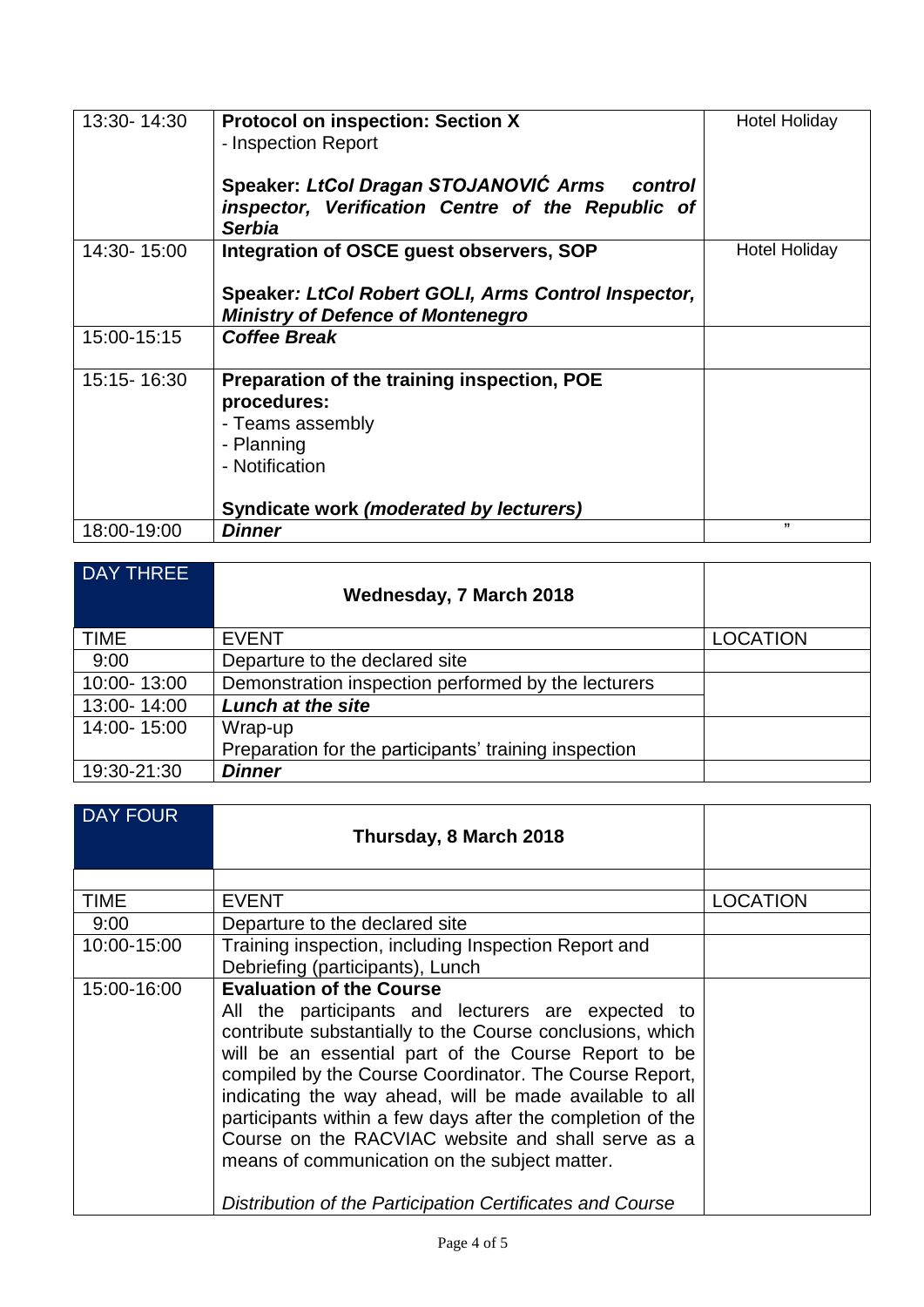| | | |
|---|---|---|
| 13:30- 14:30 | **Protocol on inspection: Section X**<br>- Inspection Report<br><br>**Speaker: *LtCol Dragan STOJANOVIĆ Arms control inspector, Verification Centre of the Republic of Serbia*** | Hotel Holiday |
| 14:30- 15:00 | **Integration of OSCE guest observers, SOP**<br><br>**Speaker*: LtCol Robert GOLI, Arms Control Inspector, Ministry of Defence of Montenegro*** | Hotel Holiday |
| 15:00-15:15 | ***Coffee Break*** | |
| 15:15- 16:30 | **Preparation of the training inspection, POE procedures:**<br>- Teams assembly<br>- Planning<br>- Notification<br><br>**Syndicate work *(moderated by lecturers)*** | |
| 18:00-19:00 | ***Dinner*** | " |

| DAY THREE | **Wednesday, 7 March 2018** | |
|---|---|---|
| TIME | EVENT | LOCATION |
| 9:00 | Departure to the declared site | |
| 10:00- 13:00 | Demonstration inspection performed by the lecturers | |
| 13:00- 14:00 | ***Lunch at the site*** | |
| 14:00- 15:00 | Wrap-up<br>Preparation for the participants' training inspection | |
| 19:30-21:30 | ***Dinner*** | |

| DAY FOUR | **Thursday, 8 March 2018** | |
|---|---|---|
| | | |
| TIME | EVENT | LOCATION |
| 9:00 | Departure to the declared site | |
| 10:00-15:00 | Training inspection, including Inspection Report and Debriefing (participants), Lunch | |
| 15:00-16:00 | **Evaluation of the Course**<br>All the participants and lecturers are expected to contribute substantially to the Course conclusions, which will be an essential part of the Course Report to be compiled by the Course Coordinator. The Course Report, indicating the way ahead, will be made available to all participants within a few days after the completion of the Course on the RACVIAC website and shall serve as a means of communication on the subject matter.<br><br>*Distribution of the Participation Certificates and Course* | |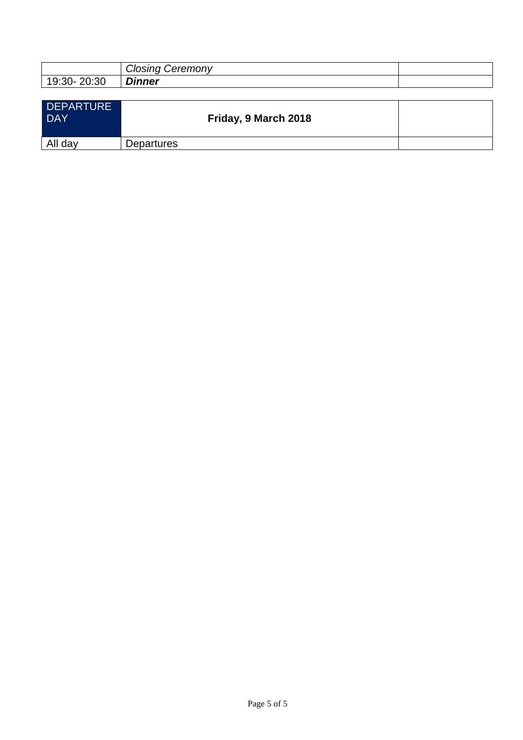| | | |
|---|---|---|
| | *Closing Ceremony* | |
| 19:30- 20:30 | ***Dinner*** | |

| DEPARTURE DAY | **Friday, 9 March 2018** | |
|---|---|---|
| All day | Departures | |